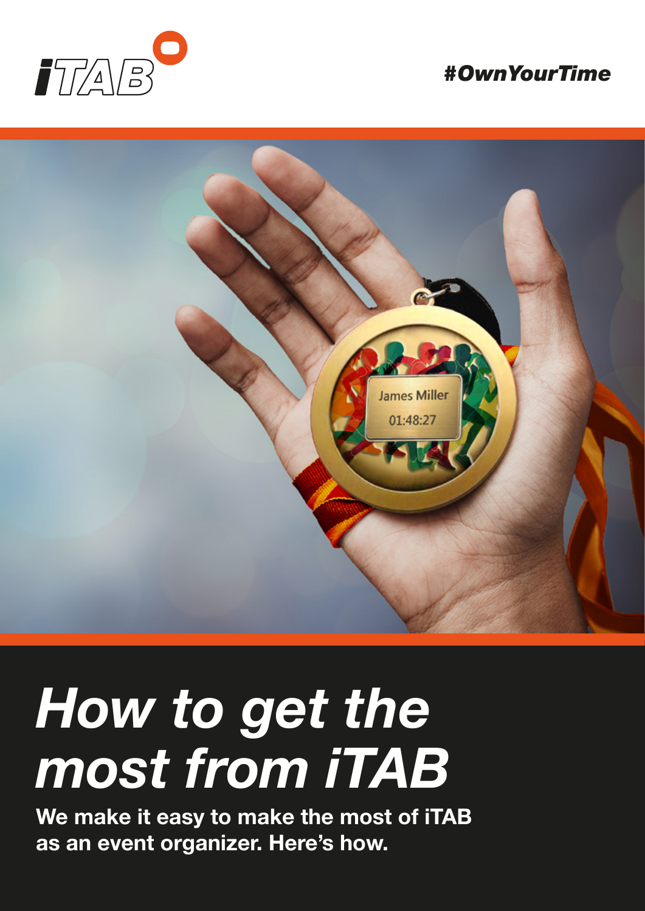iTAB

*#OwnYourTime*

# *How to get the most from iTAB*

**We make it easy to make the most of iTAB as an event organizer. Here's how.**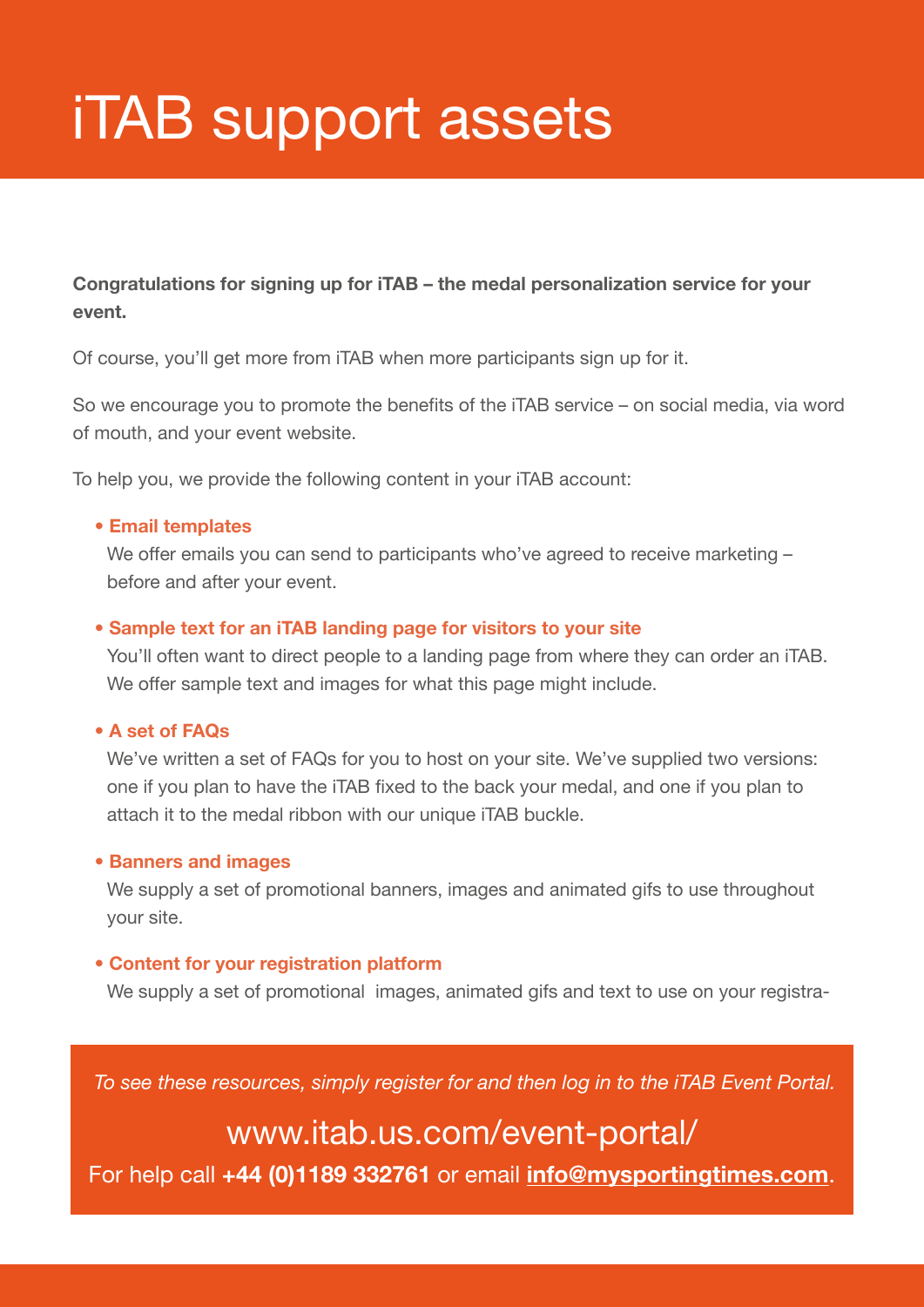# iTAB support assets

**Congratulations for signing up for iTAB – the medal personalization service for your event.**

Of course, you'll get more from iTAB when more participants sign up for it.

So we encourage you to promote the benefits of the iTAB service – on social media, via word of mouth, and your event website.

To help you, we provide the following content in your iTAB account:

- **Email templates**
  We offer emails you can send to participants who've agreed to receive marketing – before and after your event.

- **Sample text for an iTAB landing page for visitors to your site**
  You'll often want to direct people to a landing page from where they can order an iTAB. We offer sample text and images for what this page might include.

- **A set of FAQs**
  We've written a set of FAQs for you to host on your site. We've supplied two versions: one if you plan to have the iTAB fixed to the back your medal, and one if you plan to attach it to the medal ribbon with our unique iTAB buckle.

- **Banners and images**
  We supply a set of promotional banners, images and animated gifs to use throughout your site.

- **Content for your registration platform**
  We supply a set of promotional images, animated gifs and text to use on your registra-

*To see these resources, simply register for and then log in to the iTAB Event Portal.*

www.itab.us.com/event-portal/

For help call **+44 (0)1189 332761** or email **info@mysportingtimes.com**.